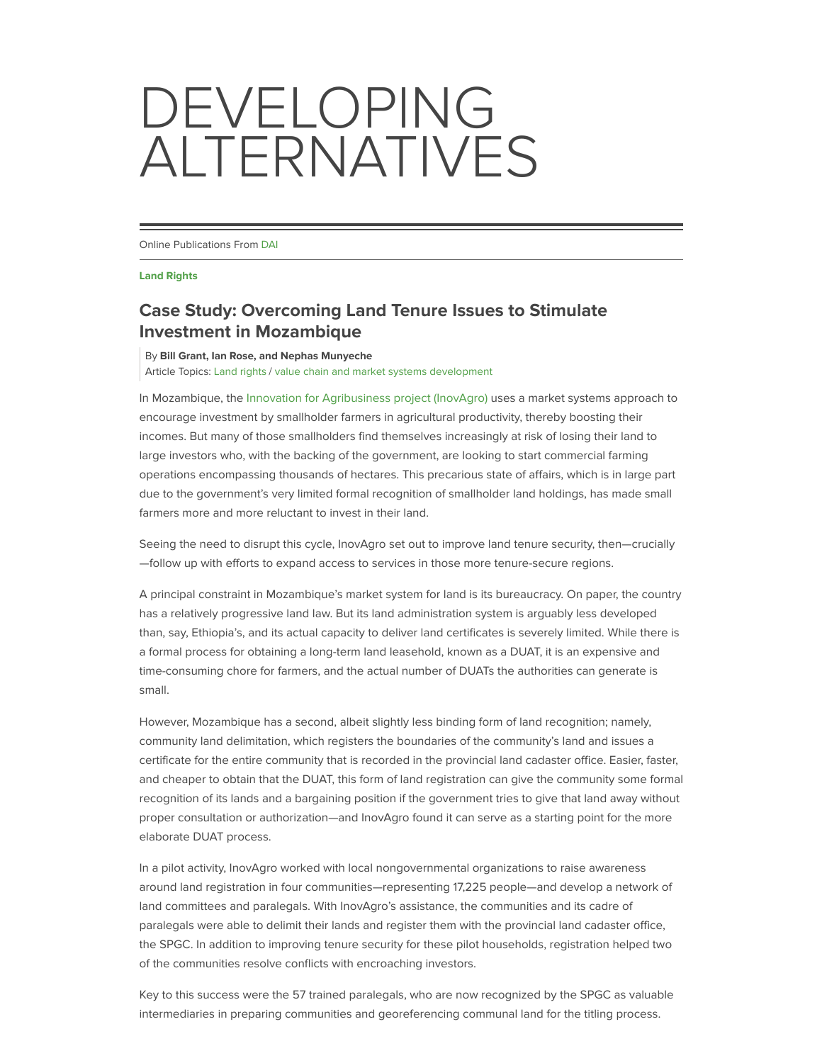# DEVELOPING ALTERNATIVES

Online Publications From DAI

**Land Rights**

## Case Study: Overcoming Land Tenure Issues to Stimulate Investment in Mozambique

By **Bill Grant, Ian Rose, and Nephas Munyeche**
Article Topics: Land rights / value chain and market systems development

In Mozambique, the Innovation for Agribusiness project (InovAgro) uses a market systems approach to encourage investment by smallholder farmers in agricultural productivity, thereby boosting their incomes. But many of those smallholders find themselves increasingly at risk of losing their land to large investors who, with the backing of the government, are looking to start commercial farming operations encompassing thousands of hectares. This precarious state of affairs, which is in large part due to the government's very limited formal recognition of smallholder land holdings, has made small farmers more and more reluctant to invest in their land.

Seeing the need to disrupt this cycle, InovAgro set out to improve land tenure security, then—crucially—follow up with efforts to expand access to services in those more tenure-secure regions.

A principal constraint in Mozambique's market system for land is its bureaucracy. On paper, the country has a relatively progressive land law. But its land administration system is arguably less developed than, say, Ethiopia's, and its actual capacity to deliver land certificates is severely limited. While there is a formal process for obtaining a long-term land leasehold, known as a DUAT, it is an expensive and time-consuming chore for farmers, and the actual number of DUATs the authorities can generate is small.

However, Mozambique has a second, albeit slightly less binding form of land recognition; namely, community land delimitation, which registers the boundaries of the community's land and issues a certificate for the entire community that is recorded in the provincial land cadaster office. Easier, faster, and cheaper to obtain that the DUAT, this form of land registration can give the community some formal recognition of its lands and a bargaining position if the government tries to give that land away without proper consultation or authorization—and InovAgro found it can serve as a starting point for the more elaborate DUAT process.

In a pilot activity, InovAgro worked with local nongovernmental organizations to raise awareness around land registration in four communities—representing 17,225 people—and develop a network of land committees and paralegals. With InovAgro's assistance, the communities and its cadre of paralegals were able to delimit their lands and register them with the provincial land cadaster office, the SPGC. In addition to improving tenure security for these pilot households, registration helped two of the communities resolve conflicts with encroaching investors.

Key to this success were the 57 trained paralegals, who are now recognized by the SPGC as valuable intermediaries in preparing communities and georeferencing communal land for the titling process.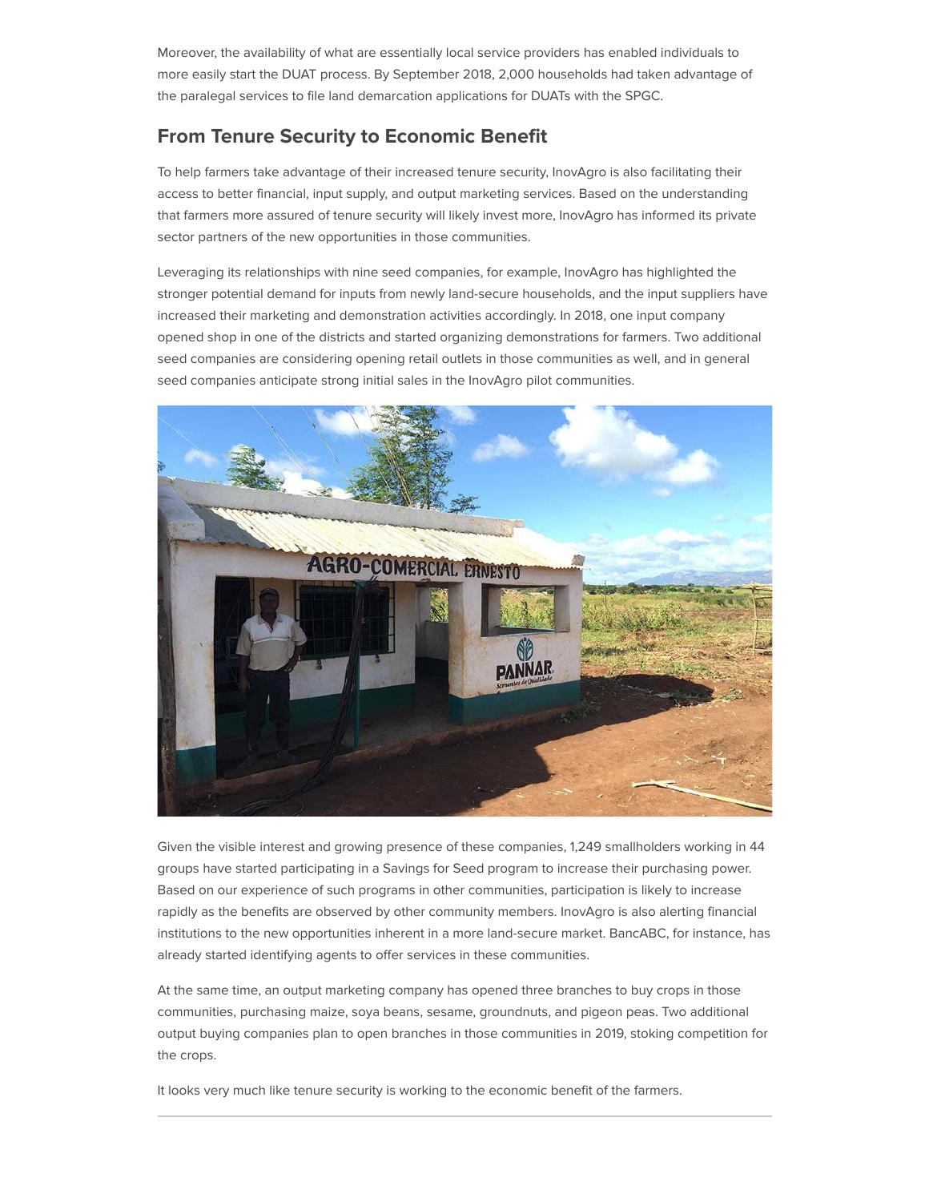Moreover, the availability of what are essentially local service providers has enabled individuals to more easily start the DUAT process. By September 2018, 2,000 households had taken advantage of the paralegal services to file land demarcation applications for DUATs with the SPGC.

## From Tenure Security to Economic Benefit

To help farmers take advantage of their increased tenure security, InovAgro is also facilitating their access to better financial, input supply, and output marketing services. Based on the understanding that farmers more assured of tenure security will likely invest more, InovAgro has informed its private sector partners of the new opportunities in those communities.

Leveraging its relationships with nine seed companies, for example, InovAgro has highlighted the stronger potential demand for inputs from newly land-secure households, and the input suppliers have increased their marketing and demonstration activities accordingly. In 2018, one input company opened shop in one of the districts and started organizing demonstrations for farmers. Two additional seed companies are considering opening retail outlets in those communities as well, and in general seed companies anticipate strong initial sales in the InovAgro pilot communities.

Given the visible interest and growing presence of these companies, 1,249 smallholders working in 44 groups have started participating in a Savings for Seed program to increase their purchasing power. Based on our experience of such programs in other communities, participation is likely to increase rapidly as the benefits are observed by other community members. InovAgro is also alerting financial institutions to the new opportunities inherent in a more land-secure market. BancABC, for instance, has already started identifying agents to offer services in these communities.

At the same time, an output marketing company has opened three branches to buy crops in those communities, purchasing maize, soya beans, sesame, groundnuts, and pigeon peas. Two additional output buying companies plan to open branches in those communities in 2019, stoking competition for the crops.

It looks very much like tenure security is working to the economic benefit of the farmers.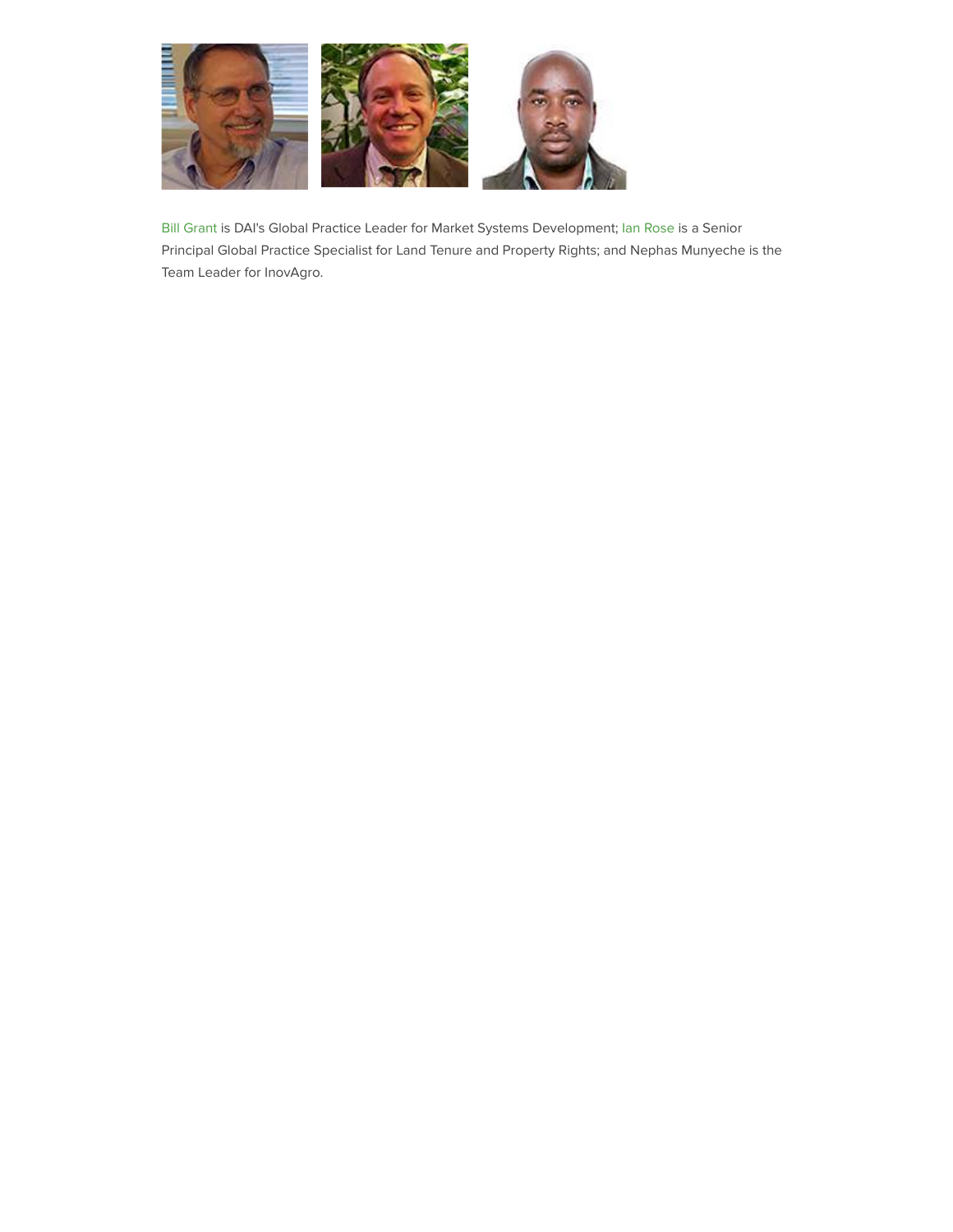Bill Grant is DAI's Global Practice Leader for Market Systems Development; Ian Rose is a Senior Principal Global Practice Specialist for Land Tenure and Property Rights; and Nephas Munyeche is the Team Leader for InovAgro.